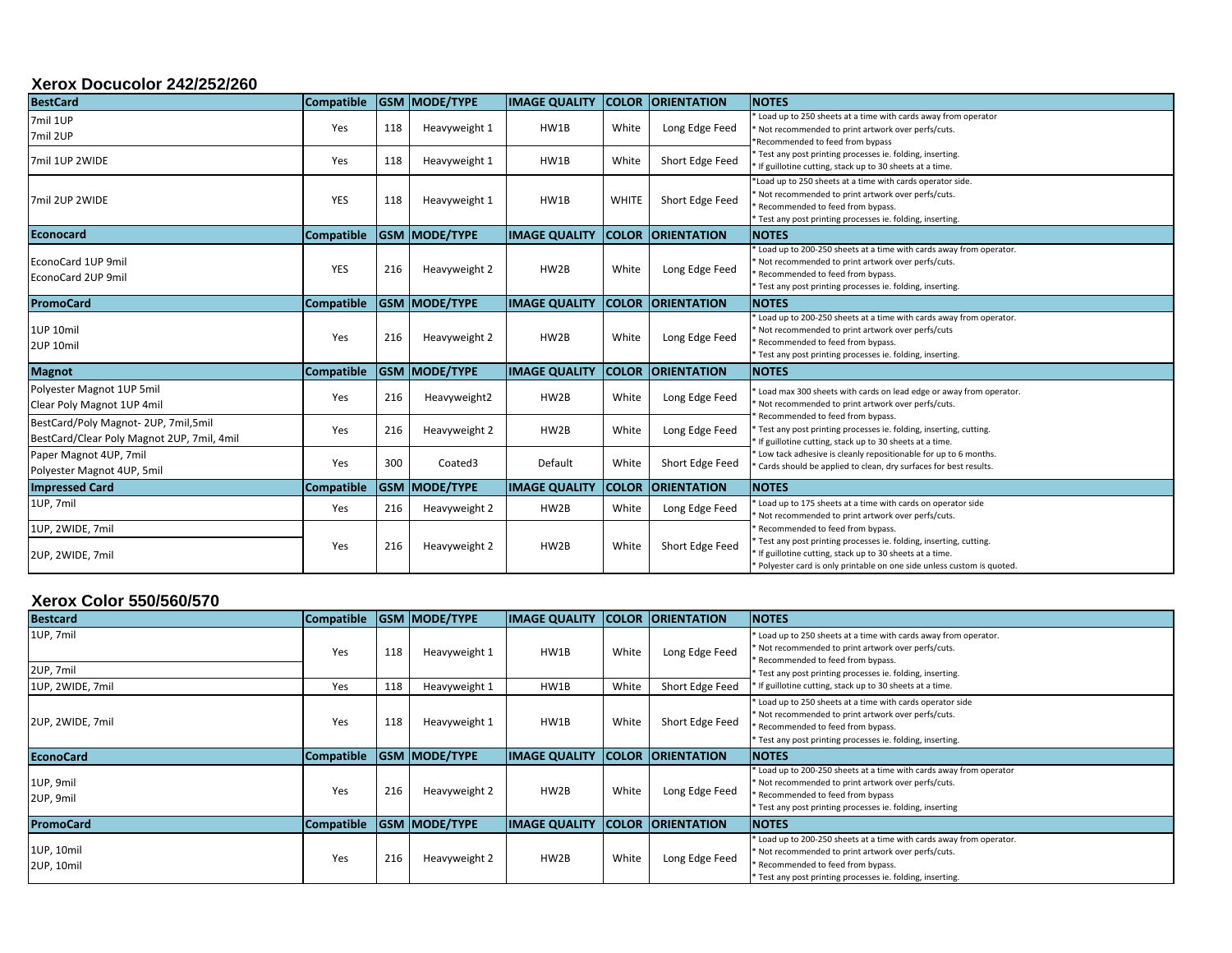## Xerox Docucolor 242/252/260

| BestCard | Compatible | GSM | MODE/TYPE | IMAGE QUALITY | COLOR | ORIENTATION | NOTES |
|---|---|---|---|---|---|---|---|
| 7mil 1UP<br>7mil 2UP | Yes | 118 | Heavyweight 1 | HW1B | White | Long Edge Feed | * Load up to 250 sheets at a time with cards away from operator<br>* Not recommended to print artwork over perfs/cuts.<br>*Recommended to feed from bypass<br>* Test any post printing processes ie. folding, inserting.<br>* If guillotine cutting, stack up to 30 sheets at a time. |
| 7mil 1UP 2WIDE | Yes | 118 | Heavyweight 1 | HW1B | White | Short Edge Feed | |
| 7mil 2UP 2WIDE | YES | 118 | Heavyweight 1 | HW1B | WHITE | Short Edge Feed | *Load up to 250 sheets at a time with cards operator side.<br>* Not recommended to print artwork over perfs/cuts.<br>* Recommended to feed from bypass.<br>* Test any post printing processes ie. folding, inserting. |
| **Econocard** | **Compatible** | **GSM** | **MODE/TYPE** | **IMAGE QUALITY** | **COLOR** | **ORIENTATION** | **NOTES** |
| EconoCard 1UP 9mil<br>EconoCard 2UP 9mil | YES | 216 | Heavyweight 2 | HW2B | White | Long Edge Feed | * Load up to 200-250 sheets at a time with cards away from operator.<br>* Not recommended to print artwork over perfs/cuts.<br>* Recommended to feed from bypass.<br>* Test any post printing processes ie. folding, inserting. |
| **PromoCard** | **Compatible** | **GSM** | **MODE/TYPE** | **IMAGE QUALITY** | **COLOR** | **ORIENTATION** | **NOTES** |
| 1UP 10mil<br>2UP 10mil | Yes | 216 | Heavyweight 2 | HW2B | White | Long Edge Feed | * Load up to 200-250 sheets at a time with cards away from operator.<br>* Not recommended to print artwork over perfs/cuts<br>* Recommended to feed from bypass.<br>* Test any post printing processes ie. folding, inserting. |
| **Magnot** | **Compatible** | **GSM** | **MODE/TYPE** | **IMAGE QUALITY** | **COLOR** | **ORIENTATION** | **NOTES** |
| Polyester Magnot 1UP 5mil<br>Clear Poly Magnot 1UP 4mil | Yes | 216 | Heavyweight2 | HW2B | White | Long Edge Feed | * Load max 300 sheets with cards on lead edge or away from operator.<br>* Not recommended to print artwork over perfs/cuts.<br>* Recommended to feed from bypass.<br>* Test any post printing processes ie. folding, inserting, cutting.<br>* If guillotine cutting, stack up to 30 sheets at a time.<br>* Low tack adhesive is cleanly repositionable for up to 6 months.<br>* Cards should be applied to clean, dry surfaces for best results. |
| BestCard/Poly Magnot- 2UP, 7mil,5mil<br>BestCard/Clear Poly Magnot 2UP, 7mil, 4mil | Yes | 216 | Heavyweight 2 | HW2B | White | Long Edge Feed | |
| Paper Magnot 4UP, 7mil<br>Polyester Magnot 4UP, 5mil | Yes | 300 | Coated3 | Default | White | Short Edge Feed | |
| **Impressed Card** | **Compatible** | **GSM** | **MODE/TYPE** | **IMAGE QUALITY** | **COLOR** | **ORIENTATION** | **NOTES** |
| 1UP, 7mil | Yes | 216 | Heavyweight 2 | HW2B | White | Long Edge Feed | * Load up to 175 sheets at a time with cards on operator side<br>* Not recommended to print artwork over perfs/cuts.<br>* Recommended to feed from bypass.<br>* Test any post printing processes ie. folding, inserting, cutting.<br>* If guillotine cutting, stack up to 30 sheets at a time.<br>* Polyester card is only printable on one side unless custom is quoted. |
| 1UP, 2WIDE, 7mil<br>2UP, 2WIDE, 7mil | Yes | 216 | Heavyweight 2 | HW2B | White | Short Edge Feed | |

## Xerox Color 550/560/570

| Bestcard | Compatible | GSM | MODE/TYPE | IMAGE QUALITY | COLOR | ORIENTATION | NOTES |
|---|---|---|---|---|---|---|---|
| 1UP, 7mil<br>2UP, 7mil | Yes | 118 | Heavyweight 1 | HW1B | White | Long Edge Feed | * Load up to 250 sheets at a time with cards away from operator.<br>* Not recommended to print artwork over perfs/cuts.<br>* Recommended to feed from bypass.<br>* Test any post printing processes ie. folding, inserting.<br>* If guillotine cutting, stack up to 30 sheets at a time. |
| 1UP, 2WIDE, 7mil | Yes | 118 | Heavyweight 1 | HW1B | White | Short Edge Feed | |
| 2UP, 2WIDE, 7mil | Yes | 118 | Heavyweight 1 | HW1B | White | Short Edge Feed | * Load up to 250 sheets at a time with cards operator side<br>* Not recommended to print artwork over perfs/cuts.<br>* Recommended to feed from bypass.<br>* Test any post printing processes ie. folding, inserting. |
| **EconoCard** | **Compatible** | **GSM** | **MODE/TYPE** | **IMAGE QUALITY** | **COLOR** | **ORIENTATION** | **NOTES** |
| 1UP, 9mil<br>2UP, 9mil | Yes | 216 | Heavyweight 2 | HW2B | White | Long Edge Feed | * Load up to 200-250 sheets at a time with cards away from operator<br>* Not recommended to print artwork over perfs/cuts.<br>* Recommended to feed from bypass<br>* Test any post printing processes ie. folding, inserting |
| **PromoCard** | **Compatible** | **GSM** | **MODE/TYPE** | **IMAGE QUALITY** | **COLOR** | **ORIENTATION** | **NOTES** |
| 1UP, 10mil<br>2UP, 10mil | Yes | 216 | Heavyweight 2 | HW2B | White | Long Edge Feed | * Load up to 200-250 sheets at a time with cards away from operator.<br>* Not recommended to print artwork over perfs/cuts.<br>* Recommended to feed from bypass.<br>* Test any post printing processes ie. folding, inserting. |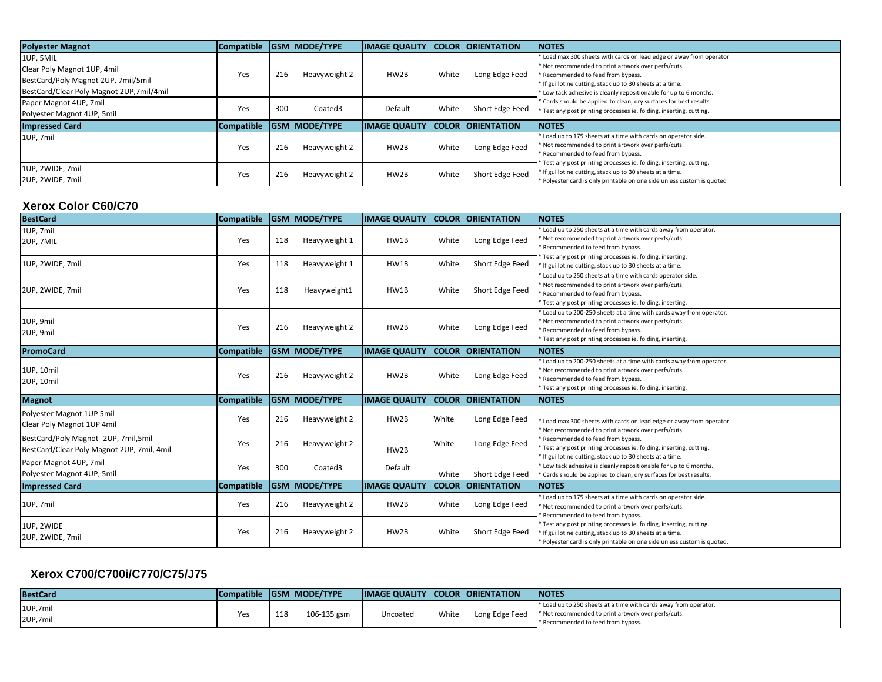| Polyester Magnot | Compatible | GSM | MODE/TYPE | IMAGE QUALITY | COLOR | ORIENTATION | NOTES |
|---|---|---|---|---|---|---|---|
| 1UP, 5MIL<br>Clear Poly Magnot 1UP, 4mil<br>BestCard/Poly Magnot 2UP, 7mil/5mil<br>BestCard/Clear Poly Magnot 2UP,7mil/4mil | Yes | 216 | Heavyweight 2 | HW2B | White | Long Edge Feed | * Load max 300 sheets with cards on lead edge or away from operator<br>* Not recommended to print artwork over perfs/cuts<br>* Recommended to feed from bypass.<br>* If guillotine cutting, stack up to 30 sheets at a time.<br>* Low tack adhesive is cleanly repositionable for up to 6 months.<br>* Cards should be applied to clean, dry surfaces for best results.<br>* Test any post printing processes ie. folding, inserting, cutting. |
| Paper Magnot 4UP, 7mil<br>Polyester Magnot 4UP, 5mil | Yes | 300 | Coated3 | Default | White | Short Edge Feed | |
| **Impressed Card** | **Compatible** | **GSM** | **MODE/TYPE** | **IMAGE QUALITY** | **COLOR** | **ORIENTATION** | **NOTES** |
| 1UP, 7mil | Yes | 216 | Heavyweight 2 | HW2B | White | Long Edge Feed | * Load up to 175 sheets at a time with cards on operator side.<br>* Not recommended to print artwork over perfs/cuts.<br>* Recommended to feed from bypass.<br>* Test any post printing processes ie. folding, inserting, cutting.<br>* If guillotine cutting, stack up to 30 sheets at a time.<br>* Polyester card is only printable on one side unless custom is quoted |
| 1UP, 2WIDE, 7mil<br>2UP, 2WIDE, 7mil | Yes | 216 | Heavyweight 2 | HW2B | White | Short Edge Feed | |

## Xerox Color C60/C70

| BestCard | Compatible | GSM | MODE/TYPE | IMAGE QUALITY | COLOR | ORIENTATION | NOTES |
|---|---|---|---|---|---|---|---|
| 1UP, 7mil<br>2UP, 7MIL | Yes | 118 | Heavyweight 1 | HW1B | White | Long Edge Feed | * Load up to 250 sheets at a time with cards away from operator.<br>* Not recommended to print artwork over perfs/cuts.<br>* Recommended to feed from bypass.<br>* Test any post printing processes ie. folding, inserting.<br>* If guillotine cutting, stack up to 30 sheets at a time. |
| 1UP, 2WIDE, 7mil | Yes | 118 | Heavyweight 1 | HW1B | White | Short Edge Feed | |
| 2UP, 2WIDE, 7mil | Yes | 118 | Heavyweight1 | HW1B | White | Short Edge Feed | * Load up to 250 sheets at a time with cards operator side.<br>* Not recommended to print artwork over perfs/cuts.<br>* Recommended to feed from bypass.<br>* Test any post printing processes ie. folding, inserting. |
| 1UP, 9mil<br>2UP, 9mil | Yes | 216 | Heavyweight 2 | HW2B | White | Long Edge Feed | * Load up to 200-250 sheets at a time with cards away from operator.<br>* Not recommended to print artwork over perfs/cuts.<br>* Recommended to feed from bypass.<br>* Test any post printing processes ie. folding, inserting. |
| **PromoCard** | **Compatible** | **GSM** | **MODE/TYPE** | **IMAGE QUALITY** | **COLOR** | **ORIENTATION** | **NOTES** |
| 1UP, 10mil<br>2UP, 10mil | Yes | 216 | Heavyweight 2 | HW2B | White | Long Edge Feed | * Load up to 200-250 sheets at a time with cards away from operator.<br>* Not recommended to print artwork over perfs/cuts.<br>* Recommended to feed from bypass.<br>* Test any post printing processes ie. folding, inserting. |
| **Magnot** | **Compatible** | **GSM** | **MODE/TYPE** | **IMAGE QUALITY** | **COLOR** | **ORIENTATION** | **NOTES** |
| Polyester Magnot 1UP 5mil<br>Clear Poly Magnot 1UP 4mil | Yes | 216 | Heavyweight 2 | HW2B | White | Long Edge Feed | * Load max 300 sheets with cards on lead edge or away from operator.<br>* Not recommended to print artwork over perfs/cuts.<br>* Recommended to feed from bypass.<br>* Test any post printing processes ie. folding, inserting, cutting.<br>* If guillotine cutting, stack up to 30 sheets at a time.<br>* Low tack adhesive is cleanly repositionable for up to 6 months.<br>* Cards should be applied to clean, dry surfaces for best results. |
| BestCard/Poly Magnot- 2UP, 7mil,5mil<br>BestCard/Clear Poly Magnot 2UP, 7mil, 4mil | Yes | 216 | Heavyweight 2 | HW2B | White | Long Edge Feed | |
| Paper Magnot 4UP, 7mil<br>Polyester Magnot 4UP, 5mil | Yes | 300 | Coated3 | Default | White | Short Edge Feed | |
| **Impressed Card** | **Compatible** | **GSM** | **MODE/TYPE** | **IMAGE QUALITY** | **COLOR** | **ORIENTATION** | **NOTES** |
| 1UP, 7mil | Yes | 216 | Heavyweight 2 | HW2B | White | Long Edge Feed | * Load up to 175 sheets at a time with cards on operator side.<br>* Not recommended to print artwork over perfs/cuts.<br>* Recommended to feed from bypass.<br>* Test any post printing processes ie. folding, inserting, cutting.<br>* If guillotine cutting, stack up to 30 sheets at a time.<br>* Polyester card is only printable on one side unless custom is quoted. |
| 1UP, 2WIDE<br>2UP, 2WIDE, 7mil | Yes | 216 | Heavyweight 2 | HW2B | White | Short Edge Feed | |

## Xerox C700/C700i/C770/C75/J75

| BestCard | Compatible | GSM | MODE/TYPE | IMAGE QUALITY | COLOR | ORIENTATION | NOTES |
|---|---|---|---|---|---|---|---|
| 1UP,7mil<br>2UP,7mil | Yes | 118 | 106-135 gsm | Uncoated | White | Long Edge Feed | * Load up to 250 sheets at a time with cards away from operator.<br>* Not recommended to print artwork over perfs/cuts.<br>* Recommended to feed from bypass. |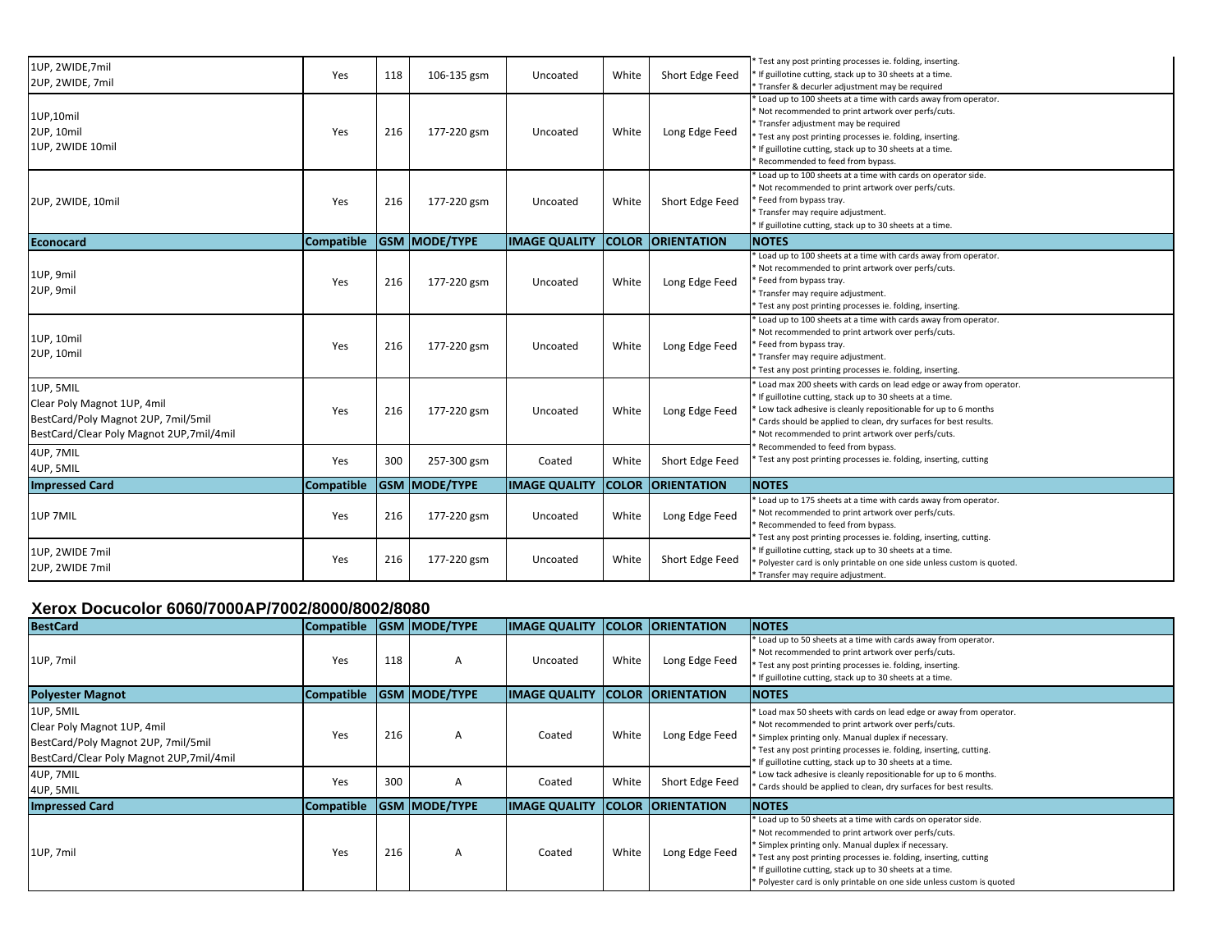| | | | | | | | |
|---|---|---|---|---|---|---|---|
| 1UP, 2WIDE,7mil<br>2UP, 2WIDE, 7mil | Yes | 118 | 106-135 gsm | Uncoated | White | Short Edge Feed | * Test any post printing processes ie. folding, inserting.<br>* If guillotine cutting, stack up to 30 sheets at a time.<br>* Transfer & decurler adjustment may be required |
| 1UP,10mil<br>2UP, 10mil<br>1UP, 2WIDE 10mil | Yes | 216 | 177-220 gsm | Uncoated | White | Long Edge Feed | * Load up to 100 sheets at a time with cards away from operator.<br>* Not recommended to print artwork over perfs/cuts.<br>* Transfer adjustment may be required<br>* Test any post printing processes ie. folding, inserting.<br>* If guillotine cutting, stack up to 30 sheets at a time.<br>* Recommended to feed from bypass. |
| 2UP, 2WIDE, 10mil | Yes | 216 | 177-220 gsm | Uncoated | White | Short Edge Feed | * Load up to 100 sheets at a time with cards on operator side.<br>* Not recommended to print artwork over perfs/cuts.<br>* Feed from bypass tray.<br>* Transfer may require adjustment.<br>* If guillotine cutting, stack up to 30 sheets at a time. |
| **Econocard** | **Compatible** | **GSM** | **MODE/TYPE** | **IMAGE QUALITY** | **COLOR** | **ORIENTATION** | **NOTES** |
| 1UP, 9mil<br>2UP, 9mil | Yes | 216 | 177-220 gsm | Uncoated | White | Long Edge Feed | * Load up to 100 sheets at a time with cards away from operator.<br>* Not recommended to print artwork over perfs/cuts.<br>* Feed from bypass tray.<br>* Transfer may require adjustment.<br>* Test any post printing processes ie. folding, inserting. |
| 1UP, 10mil<br>2UP, 10mil | Yes | 216 | 177-220 gsm | Uncoated | White | Long Edge Feed | * Load up to 100 sheets at a time with cards away from operator.<br>* Not recommended to print artwork over perfs/cuts.<br>* Feed from bypass tray.<br>* Transfer may require adjustment.<br>* Test any post printing processes ie. folding, inserting. |
| 1UP, 5MIL<br>Clear Poly Magnot 1UP, 4mil<br>BestCard/Poly Magnot 2UP, 7mil/5mil<br>BestCard/Clear Poly Magnot 2UP,7mil/4mil | Yes | 216 | 177-220 gsm | Uncoated | White | Long Edge Feed | * Load max 200 sheets with cards on lead edge or away from operator.<br>* If guillotine cutting, stack up to 30 sheets at a time.<br>* Low tack adhesive is cleanly repositionable for up to 6 months<br>* Cards should be applied to clean, dry surfaces for best results.<br>* Not recommended to print artwork over perfs/cuts.<br>* Recommended to feed from bypass.<br>* Test any post printing processes ie. folding, inserting, cutting |
| 4UP, 7MIL<br>4UP, 5MIL | Yes | 300 | 257-300 gsm | Coated | White | Short Edge Feed | |
| **Impressed Card** | **Compatible** | **GSM** | **MODE/TYPE** | **IMAGE QUALITY** | **COLOR** | **ORIENTATION** | **NOTES** |
| 1UP 7MIL | Yes | 216 | 177-220 gsm | Uncoated | White | Long Edge Feed | * Load up to 175 sheets at a time with cards away from operator.<br>* Not recommended to print artwork over perfs/cuts.<br>* Recommended to feed from bypass.<br>* Test any post printing processes ie. folding, inserting, cutting.<br>* If guillotine cutting, stack up to 30 sheets at a time.<br>* Polyester card is only printable on one side unless custom is quoted.<br>* Transfer may require adjustment. |
| 1UP, 2WIDE 7mil<br>2UP, 2WIDE 7mil | Yes | 216 | 177-220 gsm | Uncoated | White | Short Edge Feed | |

## Xerox Docucolor 6060/7000AP/7002/8000/8002/8080

| BestCard | Compatible | GSM | MODE/TYPE | IMAGE QUALITY | COLOR | ORIENTATION | NOTES |
|---|---|---|---|---|---|---|---|
| 1UP, 7mil | Yes | 118 | A | Uncoated | White | Long Edge Feed | * Load up to 50 sheets at a time with cards away from operator.<br>* Not recommended to print artwork over perfs/cuts.<br>* Test any post printing processes ie. folding, inserting.<br>* If guillotine cutting, stack up to 30 sheets at a time. |
| **Polyester Magnot** | **Compatible** | **GSM** | **MODE/TYPE** | **IMAGE QUALITY** | **COLOR** | **ORIENTATION** | **NOTES** |
| 1UP, 5MIL<br>Clear Poly Magnot 1UP, 4mil<br>BestCard/Poly Magnot 2UP, 7mil/5mil<br>BestCard/Clear Poly Magnot 2UP,7mil/4mil | Yes | 216 | A | Coated | White | Long Edge Feed | * Load max 50 sheets with cards on lead edge or away from operator.<br>* Not recommended to print artwork over perfs/cuts.<br>* Simplex printing only. Manual duplex if necessary.<br>* Test any post printing processes ie. folding, inserting, cutting.<br>* If guillotine cutting, stack up to 30 sheets at a time.<br>* Low tack adhesive is cleanly repositionable for up to 6 months.<br>* Cards should be applied to clean, dry surfaces for best results. |
| 4UP, 7MIL<br>4UP, 5MIL | Yes | 300 | A | Coated | White | Short Edge Feed | |
| **Impressed Card** | **Compatible** | **GSM** | **MODE/TYPE** | **IMAGE QUALITY** | **COLOR** | **ORIENTATION** | **NOTES** |
| 1UP, 7mil | Yes | 216 | A | Coated | White | Long Edge Feed | * Load up to 50 sheets at a time with cards on operator side.<br>* Not recommended to print artwork over perfs/cuts.<br>* Simplex printing only. Manual duplex if necessary.<br>* Test any post printing processes ie. folding, inserting, cutting<br>* If guillotine cutting, stack up to 30 sheets at a time.<br>* Polyester card is only printable on one side unless custom is quoted |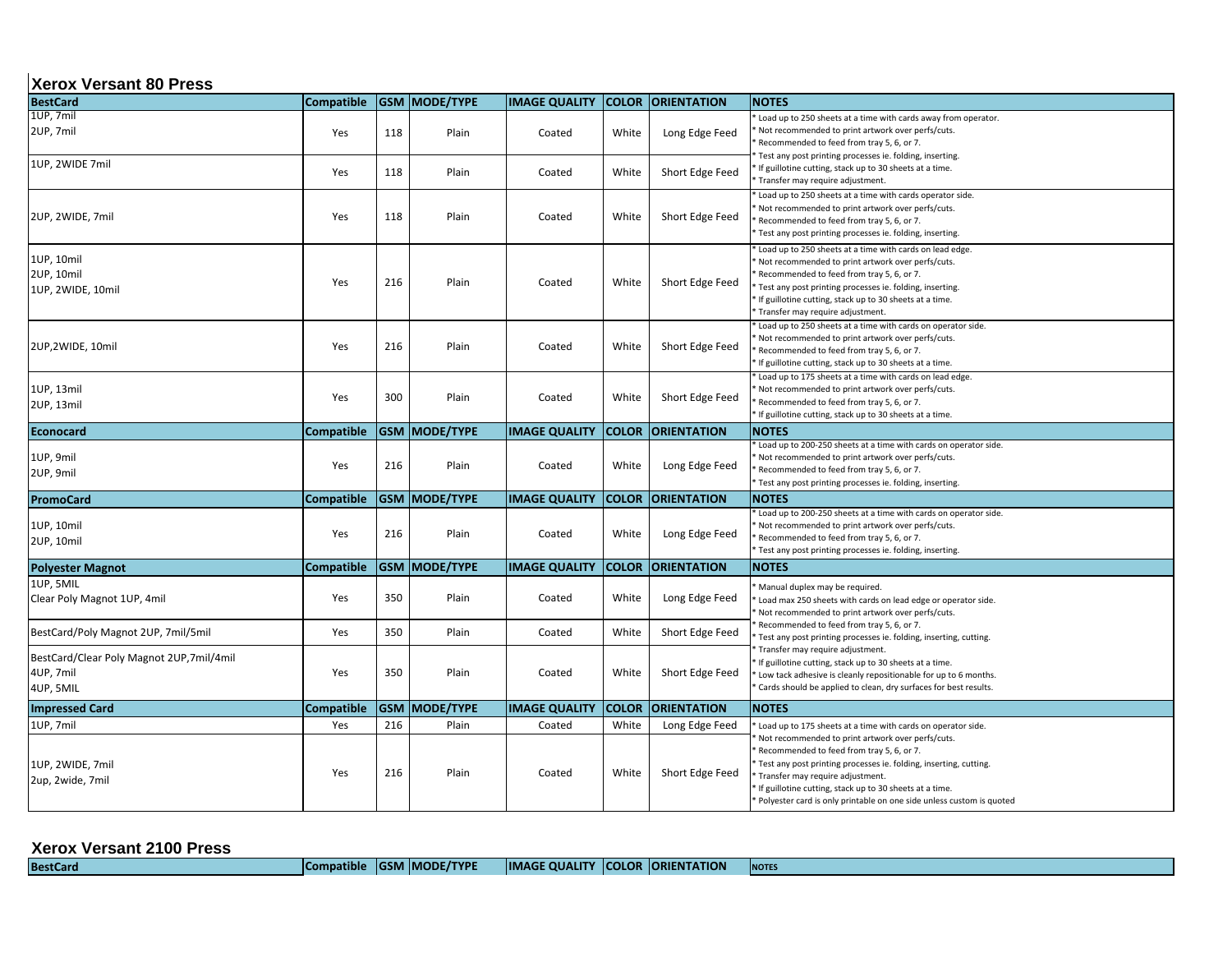## Xerox Versant 80 Press

| BestCard | Compatible | GSM | MODE/TYPE | IMAGE QUALITY | COLOR | ORIENTATION | NOTES |
|---|---|---|---|---|---|---|---|
| 1UP, 7mil<br>2UP, 7mil | Yes | 118 | Plain | Coated | White | Long Edge Feed | * Load up to 250 sheets at a time with cards away from operator.<br>* Not recommended to print artwork over perfs/cuts.<br>* Recommended to feed from tray 5, 6, or 7.<br>* Test any post printing processes ie. folding, inserting.<br>* If guillotine cutting, stack up to 30 sheets at a time.<br>* Transfer may require adjustment. |
| 1UP, 2WIDE 7mil | Yes | 118 | Plain | Coated | White | Short Edge Feed | |
| 2UP, 2WIDE, 7mil | Yes | 118 | Plain | Coated | White | Short Edge Feed | * Load up to 250 sheets at a time with cards operator side.<br>* Not recommended to print artwork over perfs/cuts.<br>* Recommended to feed from tray 5, 6, or 7.<br>* Test any post printing processes ie. folding, inserting. |
| 1UP, 10mil<br>2UP, 10mil<br>1UP, 2WIDE, 10mil | Yes | 216 | Plain | Coated | White | Short Edge Feed | * Load up to 250 sheets at a time with cards on lead edge.<br>* Not recommended to print artwork over perfs/cuts.<br>* Recommended to feed from tray 5, 6, or 7.<br>* Test any post printing processes ie. folding, inserting.<br>* If guillotine cutting, stack up to 30 sheets at a time.<br>* Transfer may require adjustment. |
| 2UP,2WIDE, 10mil | Yes | 216 | Plain | Coated | White | Short Edge Feed | * Load up to 250 sheets at a time with cards on operator side.<br>* Not recommended to print artwork over perfs/cuts.<br>* Recommended to feed from tray 5, 6, or 7.<br>* If guillotine cutting, stack up to 30 sheets at a time. |
| 1UP, 13mil<br>2UP, 13mil | Yes | 300 | Plain | Coated | White | Short Edge Feed | * Load up to 175 sheets at a time with cards on lead edge.<br>* Not recommended to print artwork over perfs/cuts.<br>* Recommended to feed from tray 5, 6, or 7.<br>* If guillotine cutting, stack up to 30 sheets at a time. |
| **Econocard** | **Compatible** | **GSM** | **MODE/TYPE** | **IMAGE QUALITY** | **COLOR** | **ORIENTATION** | **NOTES** |
| 1UP, 9mil<br>2UP, 9mil | Yes | 216 | Plain | Coated | White | Long Edge Feed | * Load up to 200-250 sheets at a time with cards on operator side.<br>* Not recommended to print artwork over perfs/cuts.<br>* Recommended to feed from tray 5, 6, or 7.<br>* Test any post printing processes ie. folding, inserting. |
| **PromoCard** | **Compatible** | **GSM** | **MODE/TYPE** | **IMAGE QUALITY** | **COLOR** | **ORIENTATION** | **NOTES** |
| 1UP, 10mil<br>2UP, 10mil | Yes | 216 | Plain | Coated | White | Long Edge Feed | * Load up to 200-250 sheets at a time with cards on operator side.<br>* Not recommended to print artwork over perfs/cuts.<br>* Recommended to feed from tray 5, 6, or 7.<br>* Test any post printing processes ie. folding, inserting. |
| **Polyester Magnot** | **Compatible** | **GSM** | **MODE/TYPE** | **IMAGE QUALITY** | **COLOR** | **ORIENTATION** | **NOTES** |
| 1UP, 5MIL<br>Clear Poly Magnot 1UP, 4mil | Yes | 350 | Plain | Coated | White | Long Edge Feed | * Manual duplex may be required.<br>* Load max 250 sheets with cards on lead edge or operator side.<br>* Not recommended to print artwork over perfs/cuts.<br>* Recommended to feed from tray 5, 6, or 7.<br>* Test any post printing processes ie. folding, inserting, cutting.<br>* Transfer may require adjustment.<br>* If guillotine cutting, stack up to 30 sheets at a time.<br>* Low tack adhesive is cleanly repositionable for up to 6 months.<br>* Cards should be applied to clean, dry surfaces for best results. |
| BestCard/Poly Magnot 2UP, 7mil/5mil | Yes | 350 | Plain | Coated | White | Short Edge Feed | |
| BestCard/Clear Poly Magnot 2UP,7mil/4mil<br>4UP, 7mil<br>4UP, 5MIL | Yes | 350 | Plain | Coated | White | Short Edge Feed | |
| **Impressed Card** | **Compatible** | **GSM** | **MODE/TYPE** | **IMAGE QUALITY** | **COLOR** | **ORIENTATION** | **NOTES** |
| 1UP, 7mil | Yes | 216 | Plain | Coated | White | Long Edge Feed | * Load up to 175 sheets at a time with cards on operator side.<br>* Not recommended to print artwork over perfs/cuts.<br>* Recommended to feed from tray 5, 6, or 7.<br>* Test any post printing processes ie. folding, inserting, cutting.<br>* Transfer may require adjustment.<br>* If guillotine cutting, stack up to 30 sheets at a time.<br>* Polyester card is only printable on one side unless custom is quoted |
| 1UP, 2WIDE, 7mil<br>2up, 2wide, 7mil | Yes | 216 | Plain | Coated | White | Short Edge Feed | |

## Xerox Versant 2100 Press

| BestCard | Compatible | GSM | MODE/TYPE | IMAGE QUALITY | COLOR | ORIENTATION | NOTES |
|---|---|---|---|---|---|---|---|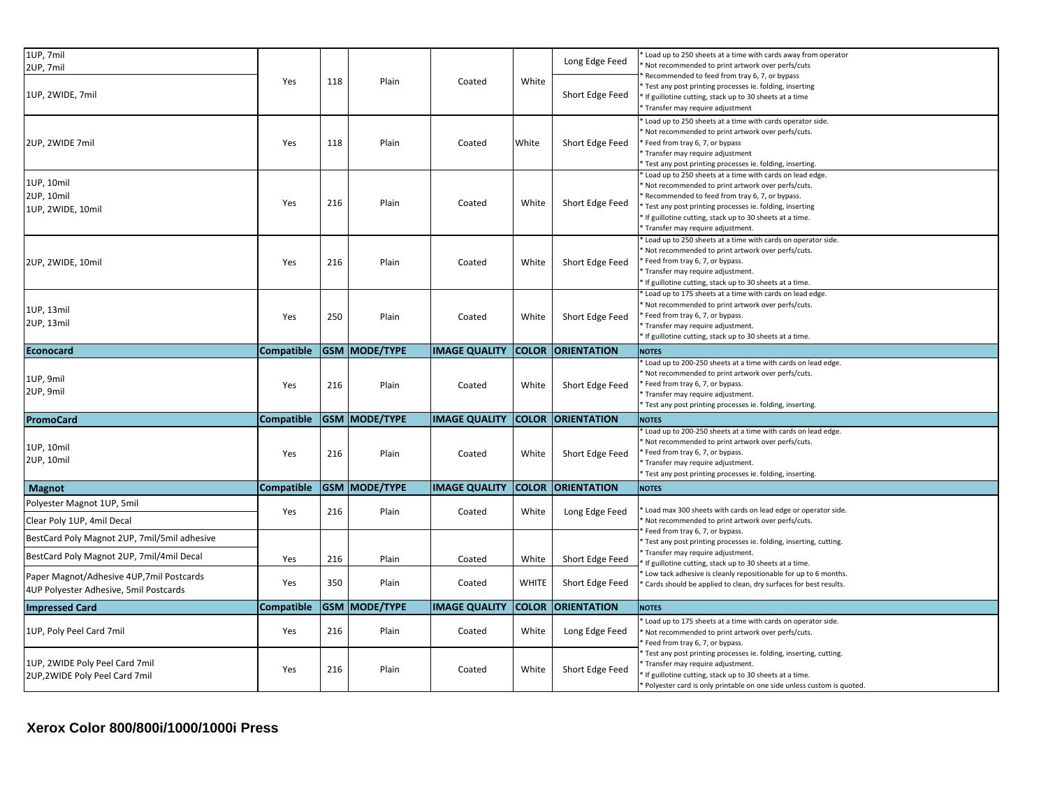| | | | | | | | |
|---|---|---|---|---|---|---|---|
| 1UP, 7mil<br>2UP, 7mil<br>1UP, 2WIDE, 7mil | Yes | 118 | Plain | Coated | White | Long Edge Feed<br>Short Edge Feed | * Load up to 250 sheets at a time with cards away from operator<br>* Not recommended to print artwork over perfs/cuts<br>* Recommended to feed from tray 6, 7, or bypass<br>* Test any post printing processes ie. folding, inserting<br>* If guillotine cutting, stack up to 30 sheets at a time<br>* Transfer may require adjustment |
| 2UP, 2WIDE 7mil | Yes | 118 | Plain | Coated | White | Short Edge Feed | * Load up to 250 sheets at a time with cards operator side.<br>* Not recommended to print artwork over perfs/cuts.<br>* Feed from tray 6, 7, or bypass<br>* Transfer may require adjustment<br>* Test any post printing processes ie. folding, inserting. |
| 1UP, 10mil<br>2UP, 10mil<br>1UP, 2WIDE, 10mil | Yes | 216 | Plain | Coated | White | Short Edge Feed | * Load up to 250 sheets at a time with cards on lead edge.<br>* Not recommended to print artwork over perfs/cuts.<br>* Recommended to feed from tray 6, 7, or bypass.<br>* Test any post printing processes ie. folding, inserting<br>* If guillotine cutting, stack up to 30 sheets at a time.<br>* Transfer may require adjustment. |
| 2UP, 2WIDE, 10mil | Yes | 216 | Plain | Coated | White | Short Edge Feed | * Load up to 250 sheets at a time with cards on operator side.<br>* Not recommended to print artwork over perfs/cuts.<br>* Feed from tray 6, 7, or bypass.<br>* Transfer may require adjustment.<br>* If guillotine cutting, stack up to 30 sheets at a time. |
| 1UP, 13mil<br>2UP, 13mil | Yes | 250 | Plain | Coated | White | Short Edge Feed | * Load up to 175 sheets at a time with cards on lead edge.<br>* Not recommended to print artwork over perfs/cuts.<br>* Feed from tray 6, 7, or bypass.<br>* Transfer may require adjustment.<br>* If guillotine cutting, stack up to 30 sheets at a time. |
| **Econocard** | **Compatible** | **GSM** | **MODE/TYPE** | **IMAGE QUALITY** | **COLOR** | **ORIENTATION** | **NOTES** |
| 1UP, 9mil<br>2UP, 9mil | Yes | 216 | Plain | Coated | White | Short Edge Feed | * Load up to 200-250 sheets at a time with cards on lead edge.<br>* Not recommended to print artwork over perfs/cuts.<br>* Feed from tray 6, 7, or bypass.<br>* Transfer may require adjustment.<br>* Test any post printing processes ie. folding, inserting. |
| **PromoCard** | **Compatible** | **GSM** | **MODE/TYPE** | **IMAGE QUALITY** | **COLOR** | **ORIENTATION** | **NOTES** |
| 1UP, 10mil<br>2UP, 10mil | Yes | 216 | Plain | Coated | White | Short Edge Feed | * Load up to 200-250 sheets at a time with cards on lead edge.<br>* Not recommended to print artwork over perfs/cuts.<br>* Feed from tray 6, 7, or bypass.<br>* Transfer may require adjustment.<br>* Test any post printing processes ie. folding, inserting. |
| **Magnot** | **Compatible** | **GSM** | **MODE/TYPE** | **IMAGE QUALITY** | **COLOR** | **ORIENTATION** | **NOTES** |
| Polyester Magnot 1UP, 5mil<br>Clear Poly 1UP, 4mil Decal | Yes | 216 | Plain | Coated | White | Long Edge Feed | * Load max 300 sheets with cards on lead edge or operator side.<br>* Not recommended to print artwork over perfs/cuts.<br>* Feed from tray 6, 7, or bypass.<br>* Test any post printing processes ie. folding, inserting, cutting.<br>* Transfer may require adjustment.<br>* If guillotine cutting, stack up to 30 sheets at a time.<br>* Low tack adhesive is cleanly repositionable for up to 6 months.<br>* Cards should be applied to clean, dry surfaces for best results. |
| BestCard Poly Magnot 2UP, 7mil/5mil adhesive<br>BestCard Poly Magnot 2UP, 7mil/4mil Decal | Yes | 216 | Plain | Coated | White | Short Edge Feed | |
| Paper Magnot/Adhesive 4UP,7mil Postcards<br>4UP Polyester Adhesive, 5mil Postcards | Yes | 350 | Plain | Coated | WHITE | Short Edge Feed | |
| **Impressed Card** | **Compatible** | **GSM** | **MODE/TYPE** | **IMAGE QUALITY** | **COLOR** | **ORIENTATION** | **NOTES** |
| 1UP, Poly Peel Card 7mil | Yes | 216 | Plain | Coated | White | Long Edge Feed | * Load up to 175 sheets at a time with cards on operator side.<br>* Not recommended to print artwork over perfs/cuts.<br>* Feed from tray 6, 7, or bypass.<br>* Test any post printing processes ie. folding, inserting, cutting.<br>* Transfer may require adjustment.<br>* If guillotine cutting, stack up to 30 sheets at a time.<br>* Polyester card is only printable on one side unless custom is quoted. |
| 1UP, 2WIDE Poly Peel Card 7mil<br>2UP,2WIDE Poly Peel Card 7mil | Yes | 216 | Plain | Coated | White | Short Edge Feed | |

**Xerox Color 800/800i/1000/1000i Press**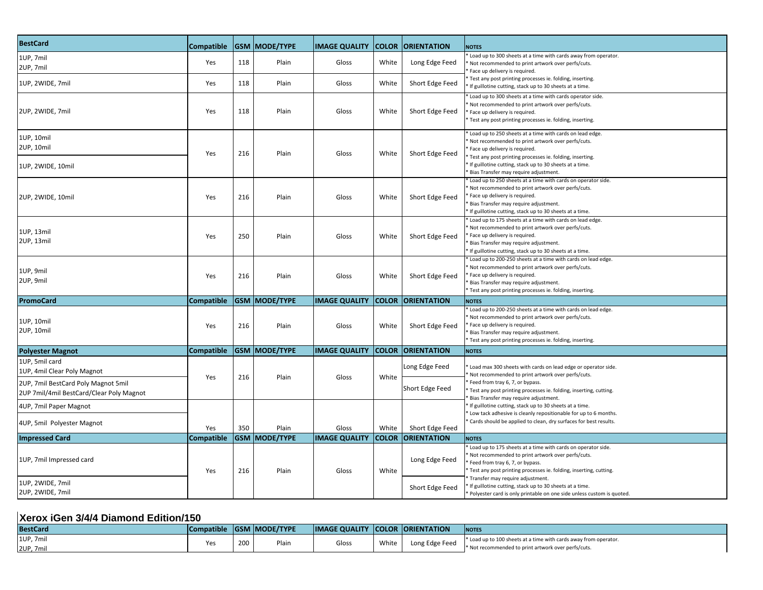| BestCard | Compatible | GSM | MODE/TYPE | IMAGE QUALITY | COLOR | ORIENTATION | NOTES |
|---|---|---|---|---|---|---|---|
| 1UP, 7mil<br>2UP, 7mil | Yes | 118 | Plain | Gloss | White | Long Edge Feed | * Load up to 300 sheets at a time with cards away from operator.<br>* Not recommended to print artwork over perfs/cuts.<br>* Face up delivery is required.<br>* Test any post printing processes ie. folding, inserting.<br>* If guillotine cutting, stack up to 30 sheets at a time. |
| 1UP, 2WIDE, 7mil | Yes | 118 | Plain | Gloss | White | Short Edge Feed | |
| 2UP, 2WIDE, 7mil | Yes | 118 | Plain | Gloss | White | Short Edge Feed | * Load up to 300 sheets at a time with cards operator side.<br>* Not recommended to print artwork over perfs/cuts.<br>* Face up delivery is required.<br>* Test any post printing processes ie. folding, inserting. |
| 1UP, 10mil<br>2UP, 10mil<br>1UP, 2WIDE, 10mil | Yes | 216 | Plain | Gloss | White | Short Edge Feed | * Load up to 250 sheets at a time with cards on lead edge.<br>* Not recommended to print artwork over perfs/cuts.<br>* Face up delivery is required.<br>* Test any post printing processes ie. folding, inserting.<br>* If guillotine cutting, stack up to 30 sheets at a time.<br>* Bias Transfer may require adjustment. |
| 2UP, 2WIDE, 10mil | Yes | 216 | Plain | Gloss | White | Short Edge Feed | * Load up to 250 sheets at a time with cards on operator side.<br>* Not recommended to print artwork over perfs/cuts.<br>* Face up delivery is required.<br>* Bias Transfer may require adjustment.<br>* If guillotine cutting, stack up to 30 sheets at a time. |
| 1UP, 13mil<br>2UP, 13mil | Yes | 250 | Plain | Gloss | White | Short Edge Feed | * Load up to 175 sheets at a time with cards on lead edge.<br>* Not recommended to print artwork over perfs/cuts.<br>* Face up delivery is required.<br>* Bias Transfer may require adjustment.<br>* If guillotine cutting, stack up to 30 sheets at a time. |
| 1UP, 9mil<br>2UP, 9mil | Yes | 216 | Plain | Gloss | White | Short Edge Feed | * Load up to 200-250 sheets at a time with cards on lead edge.<br>* Not recommended to print artwork over perfs/cuts.<br>* Face up delivery is required.<br>* Bias Transfer may require adjustment.<br>* Test any post printing processes ie. folding, inserting. |
| **PromoCard** | **Compatible** | **GSM** | **MODE/TYPE** | **IMAGE QUALITY** | **COLOR** | **ORIENTATION** | **NOTES** |
| 1UP, 10mil<br>2UP, 10mil | Yes | 216 | Plain | Gloss | White | Short Edge Feed | * Load up to 200-250 sheets at a time with cards on lead edge.<br>* Not recommended to print artwork over perfs/cuts.<br>* Face up delivery is required.<br>* Bias Transfer may require adjustment.<br>* Test any post printing processes ie. folding, inserting. |
| **Polyester Magnot** | **Compatible** | **GSM** | **MODE/TYPE** | **IMAGE QUALITY** | **COLOR** | **ORIENTATION** | **NOTES** |
| 1UP, 5mil card<br>1UP, 4mil Clear Poly Magnot | Yes | 216 | Plain | Gloss | White | Long Edge Feed | * Load max 300 sheets with cards on lead edge or operator side.<br>* Not recommended to print artwork over perfs/cuts.<br>* Feed from tray 6, 7, or bypass.<br>* Test any post printing processes ie. folding, inserting, cutting.<br>* Bias Transfer may require adjustment.<br>* If guillotine cutting, stack up to 30 sheets at a time.<br>* Low tack adhesive is cleanly repositionable for up to 6 months.<br>* Cards should be applied to clean, dry surfaces for best results. |
| 2UP, 7mil BestCard Poly Magnot 5mil<br>2UP 7mil/4mil BestCard/Clear Poly Magnot | | | | | | Short Edge Feed | |
| 4UP, 7mil Paper Magnot<br>4UP, 5mil Polyester Magnot | Yes | 350 | Plain | Gloss | White | Short Edge Feed | |
| **Impressed Card** | **Compatible** | **GSM** | **MODE/TYPE** | **IMAGE QUALITY** | **COLOR** | **ORIENTATION** | **NOTES** |
| 1UP, 7mil Impressed card | Yes | 216 | Plain | Gloss | White | Long Edge Feed | * Load up to 175 sheets at a time with cards on operator side.<br>* Not recommended to print artwork over perfs/cuts.<br>* Feed from tray 6, 7, or bypass.<br>* Test any post printing processes ie. folding, inserting, cutting.<br>* Transfer may require adjustment.<br>* If guillotine cutting, stack up to 30 sheets at a time.<br>* Polyester card is only printable on one side unless custom is quoted. |
| 1UP, 2WIDE, 7mil<br>2UP, 2WIDE, 7mil | | | | | | Short Edge Feed | |

## Xerox iGen 3/4/4 Diamond Edition/150

| BestCard | Compatible | GSM | MODE/TYPE | IMAGE QUALITY | COLOR | ORIENTATION | NOTES |
|---|---|---|---|---|---|---|---|
| 1UP, 7mil<br>2UP, 7mil | Yes | 200 | Plain | Gloss | White | Long Edge Feed | * Load up to 100 sheets at a time with cards away from operator.<br>* Not recommended to print artwork over perfs/cuts. |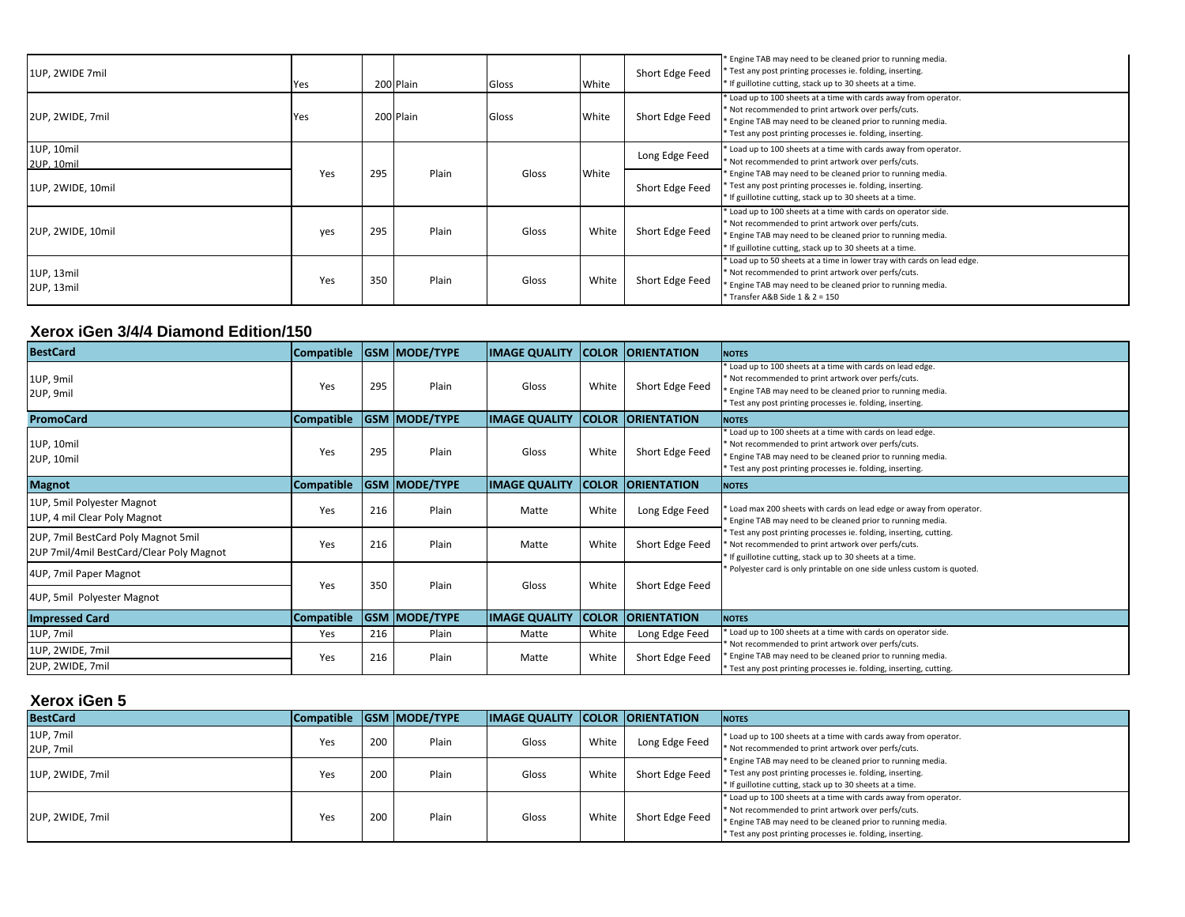| | | | | | | | |
|---|---|---|---|---|---|---|---|
| 1UP, 2WIDE 7mil | Yes | 200 | Plain | Gloss | White | Short Edge Feed | * Engine TAB may need to be cleaned prior to running media.<br>* Test any post printing processes ie. folding, inserting.<br>* If guillotine cutting, stack up to 30 sheets at a time. |
| 2UP, 2WIDE, 7mil | Yes | 200 | Plain | Gloss | White | Short Edge Feed | * Load up to 100 sheets at a time with cards away from operator.<br>* Not recommended to print artwork over perfs/cuts.<br>* Engine TAB may need to be cleaned prior to running media.<br>* Test any post printing processes ie. folding, inserting. |
| 1UP, 10mil<br>2UP, 10mil | Yes | 295 | Plain | Gloss | White | Long Edge Feed | * Load up to 100 sheets at a time with cards away from operator.<br>* Not recommended to print artwork over perfs/cuts.<br>* Engine TAB may need to be cleaned prior to running media.<br>* Test any post printing processes ie. folding, inserting.<br>* If guillotine cutting, stack up to 30 sheets at a time. |
| 1UP, 2WIDE, 10mil | | | | | | Short Edge Feed | |
| 2UP, 2WIDE, 10mil | yes | 295 | Plain | Gloss | White | Short Edge Feed | * Load up to 100 sheets at a time with cards on operator side.<br>* Not recommended to print artwork over perfs/cuts.<br>* Engine TAB may need to be cleaned prior to running media.<br>* If guillotine cutting, stack up to 30 sheets at a time. |
| 1UP, 13mil<br>2UP, 13mil | Yes | 350 | Plain | Gloss | White | Short Edge Feed | * Load up to 50 sheets at a time in lower tray with cards on lead edge.<br>* Not recommended to print artwork over perfs/cuts.<br>* Engine TAB may need to be cleaned prior to running media.<br>* Transfer A&B Side 1 & 2 = 150 |

## Xerox iGen 3/4/4 Diamond Edition/150

| BestCard | Compatible | GSM | MODE/TYPE | IMAGE QUALITY | COLOR | ORIENTATION | NOTES |
|---|---|---|---|---|---|---|---|
| 1UP, 9mil<br>2UP, 9mil | Yes | 295 | Plain | Gloss | White | Short Edge Feed | * Load up to 100 sheets at a time with cards on lead edge.<br>* Not recommended to print artwork over perfs/cuts.<br>* Engine TAB may need to be cleaned prior to running media.<br>* Test any post printing processes ie. folding, inserting. |
| **PromoCard** | **Compatible** | **GSM** | **MODE/TYPE** | **IMAGE QUALITY** | **COLOR** | **ORIENTATION** | **NOTES** |
| 1UP, 10mil<br>2UP, 10mil | Yes | 295 | Plain | Gloss | White | Short Edge Feed | * Load up to 100 sheets at a time with cards on lead edge.<br>* Not recommended to print artwork over perfs/cuts.<br>* Engine TAB may need to be cleaned prior to running media.<br>* Test any post printing processes ie. folding, inserting. |
| **Magnot** | **Compatible** | **GSM** | **MODE/TYPE** | **IMAGE QUALITY** | **COLOR** | **ORIENTATION** | **NOTES** |
| 1UP, 5mil Polyester Magnot<br>1UP, 4 mil Clear Poly Magnot | Yes | 216 | Plain | Matte | White | Long Edge Feed | * Load max 200 sheets with cards on lead edge or away from operator.<br>* Engine TAB may need to be cleaned prior to running media.<br>* Test any post printing processes ie. folding, inserting, cutting.<br>* Not recommended to print artwork over perfs/cuts.<br>* If guillotine cutting, stack up to 30 sheets at a time.<br>* Polyester card is only printable on one side unless custom is quoted. |
| 2UP, 7mil BestCard Poly Magnot 5mil<br>2UP 7mil/4mil BestCard/Clear Poly Magnot | Yes | 216 | Plain | Matte | White | Short Edge Feed | |
| 4UP, 7mil Paper Magnot<br>4UP, 5mil Polyester Magnot | Yes | 350 | Plain | Gloss | White | Short Edge Feed | |
| **Impressed Card** | **Compatible** | **GSM** | **MODE/TYPE** | **IMAGE QUALITY** | **COLOR** | **ORIENTATION** | **NOTES** |
| 1UP, 7mil | Yes | 216 | Plain | Matte | White | Long Edge Feed | * Load up to 100 sheets at a time with cards on operator side.<br>* Not recommended to print artwork over perfs/cuts.<br>* Engine TAB may need to be cleaned prior to running media.<br>* Test any post printing processes ie. folding, inserting, cutting. |
| 1UP, 2WIDE, 7mil<br>2UP, 2WIDE, 7mil | Yes | 216 | Plain | Matte | White | Short Edge Feed | |

## Xerox iGen 5

| BestCard | Compatible | GSM | MODE/TYPE | IMAGE QUALITY | COLOR | ORIENTATION | NOTES |
|---|---|---|---|---|---|---|---|
| 1UP, 7mil<br>2UP, 7mil | Yes | 200 | Plain | Gloss | White | Long Edge Feed | * Load up to 100 sheets at a time with cards away from operator.<br>* Not recommended to print artwork over perfs/cuts.<br>* Engine TAB may need to be cleaned prior to running media.<br>* Test any post printing processes ie. folding, inserting.<br>* If guillotine cutting, stack up to 30 sheets at a time. |
| 1UP, 2WIDE, 7mil | Yes | 200 | Plain | Gloss | White | Short Edge Feed | |
| 2UP, 2WIDE, 7mil | Yes | 200 | Plain | Gloss | White | Short Edge Feed | * Load up to 100 sheets at a time with cards away from operator.<br>* Not recommended to print artwork over perfs/cuts.<br>* Engine TAB may need to be cleaned prior to running media.<br>* Test any post printing processes ie. folding, inserting. |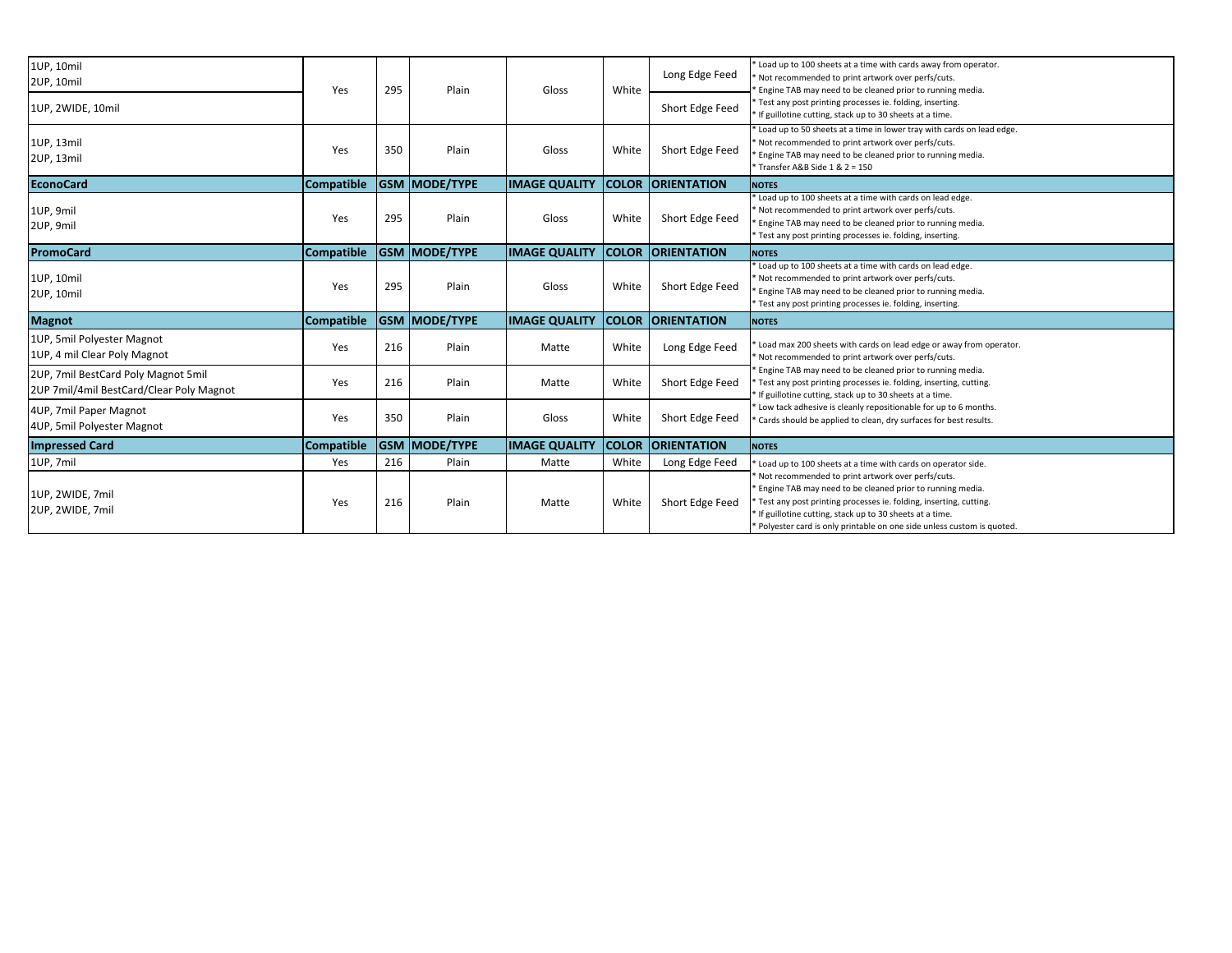| | | | | | | | |
|---|---|---|---|---|---|---|---|
| 1UP, 10mil<br>2UP, 10mil | Yes | 295 | Plain | Gloss | White | Long Edge Feed | * Load up to 100 sheets at a time with cards away from operator.<br>* Not recommended to print artwork over perfs/cuts.<br>* Engine TAB may need to be cleaned prior to running media.<br>* Test any post printing processes ie. folding, inserting.<br>* If guillotine cutting, stack up to 30 sheets at a time. |
| 1UP, 2WIDE, 10mil | | | | | | Short Edge Feed | |
| 1UP, 13mil<br>2UP, 13mil | Yes | 350 | Plain | Gloss | White | Short Edge Feed | * Load up to 50 sheets at a time in lower tray with cards on lead edge.<br>* Not recommended to print artwork over perfs/cuts.<br>* Engine TAB may need to be cleaned prior to running media.<br>* Transfer A&B Side 1 & 2 = 150 |
| **EconoCard** | **Compatible** | **GSM** | **MODE/TYPE** | **IMAGE QUALITY** | **COLOR** | **ORIENTATION** | **NOTES** |
| 1UP, 9mil<br>2UP, 9mil | Yes | 295 | Plain | Gloss | White | Short Edge Feed | * Load up to 100 sheets at a time with cards on lead edge.<br>* Not recommended to print artwork over perfs/cuts.<br>* Engine TAB may need to be cleaned prior to running media.<br>* Test any post printing processes ie. folding, inserting. |
| **PromoCard** | **Compatible** | **GSM** | **MODE/TYPE** | **IMAGE QUALITY** | **COLOR** | **ORIENTATION** | **NOTES** |
| 1UP, 10mil<br>2UP, 10mil | Yes | 295 | Plain | Gloss | White | Short Edge Feed | * Load up to 100 sheets at a time with cards on lead edge.<br>* Not recommended to print artwork over perfs/cuts.<br>* Engine TAB may need to be cleaned prior to running media.<br>* Test any post printing processes ie. folding, inserting. |
| **Magnot** | **Compatible** | **GSM** | **MODE/TYPE** | **IMAGE QUALITY** | **COLOR** | **ORIENTATION** | **NOTES** |
| 1UP, 5mil Polyester Magnot<br>1UP, 4 mil Clear Poly Magnot | Yes | 216 | Plain | Matte | White | Long Edge Feed | * Load max 200 sheets with cards on lead edge or away from operator.<br>* Not recommended to print artwork over perfs/cuts.<br>* Engine TAB may need to be cleaned prior to running media.<br>* Test any post printing processes ie. folding, inserting, cutting.<br>* If guillotine cutting, stack up to 30 sheets at a time.<br>* Low tack adhesive is cleanly repositionable for up to 6 months.<br>* Cards should be applied to clean, dry surfaces for best results. |
| 2UP, 7mil BestCard Poly Magnot 5mil<br>2UP 7mil/4mil BestCard/Clear Poly Magnot | Yes | 216 | Plain | Matte | White | Short Edge Feed | |
| 4UP, 7mil Paper Magnot<br>4UP, 5mil Polyester Magnot | Yes | 350 | Plain | Gloss | White | Short Edge Feed | |
| **Impressed Card** | **Compatible** | **GSM** | **MODE/TYPE** | **IMAGE QUALITY** | **COLOR** | **ORIENTATION** | **NOTES** |
| 1UP, 7mil | Yes | 216 | Plain | Matte | White | Long Edge Feed | * Load up to 100 sheets at a time with cards on operator side.<br>* Not recommended to print artwork over perfs/cuts.<br>* Engine TAB may need to be cleaned prior to running media.<br>* Test any post printing processes ie. folding, inserting, cutting.<br>* If guillotine cutting, stack up to 30 sheets at a time.<br>* Polyester card is only printable on one side unless custom is quoted. |
| 1UP, 2WIDE, 7mil<br>2UP, 2WIDE, 7mil | Yes | 216 | Plain | Matte | White | Short Edge Feed | |